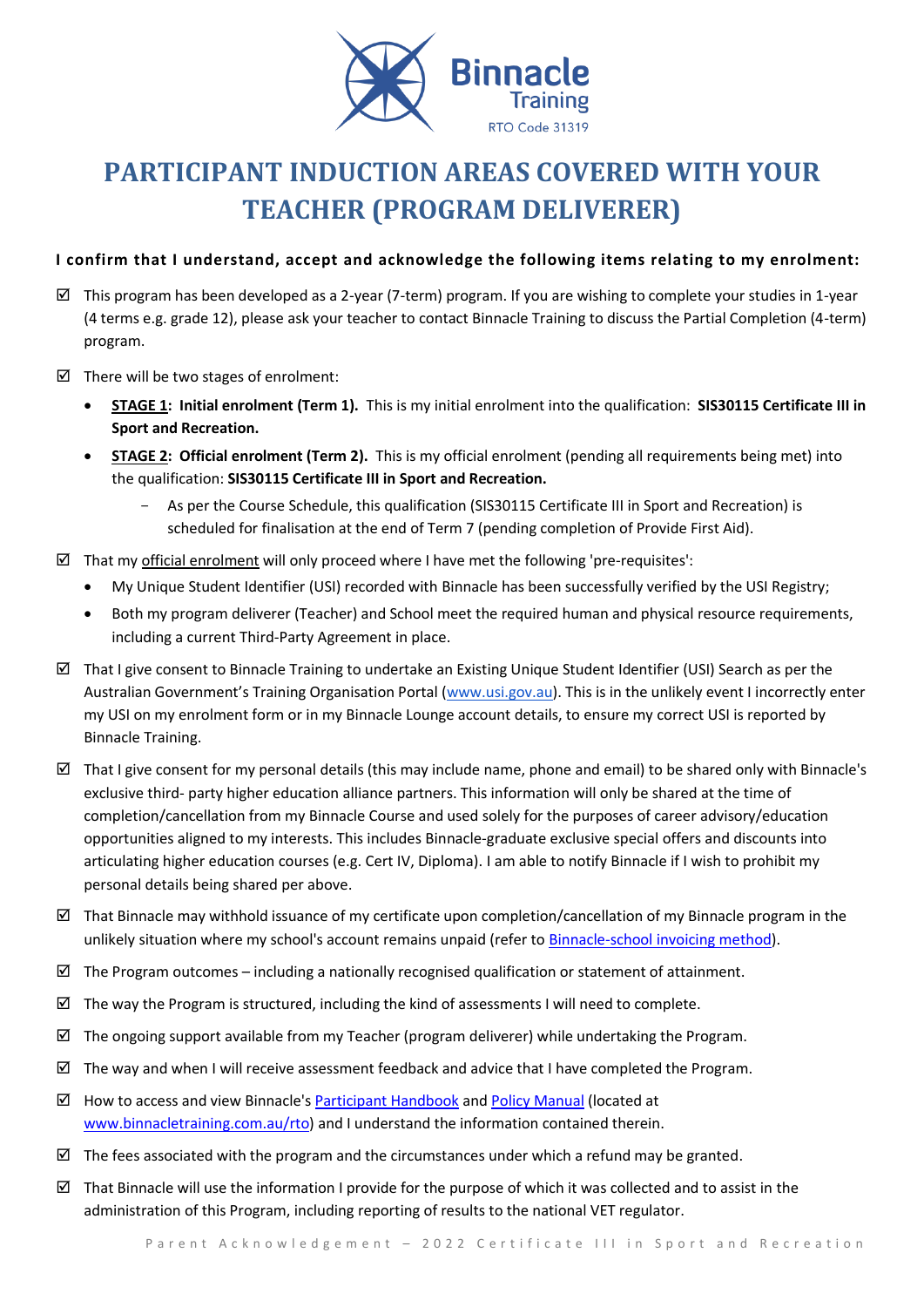Binnacle Training
RTO Code 31319

# PARTICIPANT INDUCTION AREAS COVERED WITH YOUR TEACHER (PROGRAM DELIVERER)

**I confirm that I understand, accept and acknowledge the following items relating to my enrolment:**

☑ This program has been developed as a 2-year (7-term) program. If you are wishing to complete your studies in 1-year (4 terms e.g. grade 12), please ask your teacher to contact Binnacle Training to discuss the Partial Completion (4-term) program.

☑ There will be two stages of enrolment:

- **STAGE 1: Initial enrolment (Term 1).** This is my initial enrolment into the qualification: **SIS30115 Certificate III in Sport and Recreation.**
- **STAGE 2: Official enrolment (Term 2).** This is my official enrolment (pending all requirements being met) into the qualification: **SIS30115 Certificate III in Sport and Recreation.**
  - As per the Course Schedule, this qualification (SIS30115 Certificate III in Sport and Recreation) is scheduled for finalisation at the end of Term 7 (pending completion of Provide First Aid).

☑ That my official enrolment will only proceed where I have met the following 'pre-requisites':

- My Unique Student Identifier (USI) recorded with Binnacle has been successfully verified by the USI Registry;
- Both my program deliverer (Teacher) and School meet the required human and physical resource requirements, including a current Third-Party Agreement in place.

☑ That I give consent to Binnacle Training to undertake an Existing Unique Student Identifier (USI) Search as per the Australian Government's Training Organisation Portal (www.usi.gov.au). This is in the unlikely event I incorrectly enter my USI on my enrolment form or in my Binnacle Lounge account details, to ensure my correct USI is reported by Binnacle Training.

☑ That I give consent for my personal details (this may include name, phone and email) to be shared only with Binnacle's exclusive third- party higher education alliance partners. This information will only be shared at the time of completion/cancellation from my Binnacle Course and used solely for the purposes of career advisory/education opportunities aligned to my interests. This includes Binnacle-graduate exclusive special offers and discounts into articulating higher education courses (e.g. Cert IV, Diploma). I am able to notify Binnacle if I wish to prohibit my personal details being shared per above.

☑ That Binnacle may withhold issuance of my certificate upon completion/cancellation of my Binnacle program in the unlikely situation where my school's account remains unpaid (refer to Binnacle-school invoicing method).

☑ The Program outcomes – including a nationally recognised qualification or statement of attainment.

☑ The way the Program is structured, including the kind of assessments I will need to complete.

☑ The ongoing support available from my Teacher (program deliverer) while undertaking the Program.

☑ The way and when I will receive assessment feedback and advice that I have completed the Program.

☑ How to access and view Binnacle's Participant Handbook and Policy Manual (located at www.binnacletraining.com.au/rto) and I understand the information contained therein.

☑ The fees associated with the program and the circumstances under which a refund may be granted.

☑ That Binnacle will use the information I provide for the purpose of which it was collected and to assist in the administration of this Program, including reporting of results to the national VET regulator.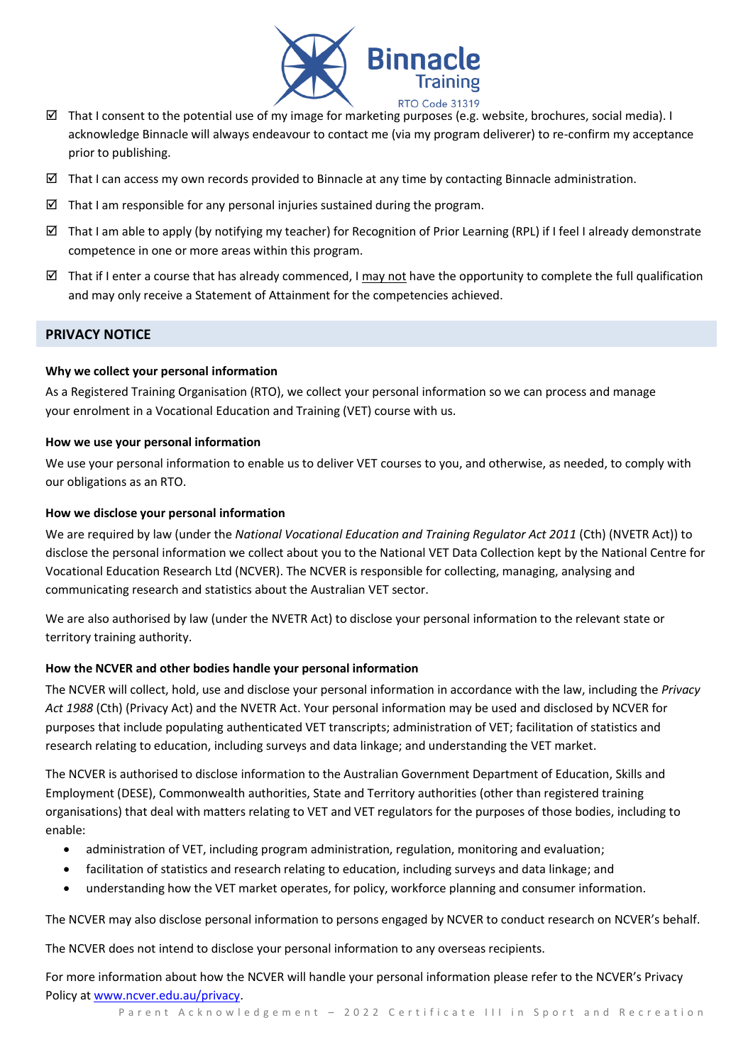- ☑ That I consent to the potential use of my image for marketing purposes (e.g. website, brochures, social media). I acknowledge Binnacle will always endeavour to contact me (via my program deliverer) to re-confirm my acceptance prior to publishing.
- ☑ That I can access my own records provided to Binnacle at any time by contacting Binnacle administration.
- ☑ That I am responsible for any personal injuries sustained during the program.
- ☑ That I am able to apply (by notifying my teacher) for Recognition of Prior Learning (RPL) if I feel I already demonstrate competence in one or more areas within this program.
- ☑ That if I enter a course that has already commenced, I <u>may not</u> have the opportunity to complete the full qualification and may only receive a Statement of Attainment for the competencies achieved.

## PRIVACY NOTICE

**Why we collect your personal information**

As a Registered Training Organisation (RTO), we collect your personal information so we can process and manage your enrolment in a Vocational Education and Training (VET) course with us.

**How we use your personal information**

We use your personal information to enable us to deliver VET courses to you, and otherwise, as needed, to comply with our obligations as an RTO.

**How we disclose your personal information**

We are required by law (under the *National Vocational Education and Training Regulator Act 2011* (Cth) (NVETR Act)) to disclose the personal information we collect about you to the National VET Data Collection kept by the National Centre for Vocational Education Research Ltd (NCVER). The NCVER is responsible for collecting, managing, analysing and communicating research and statistics about the Australian VET sector.

We are also authorised by law (under the NVETR Act) to disclose your personal information to the relevant state or territory training authority.

**How the NCVER and other bodies handle your personal information**

The NCVER will collect, hold, use and disclose your personal information in accordance with the law, including the *Privacy Act 1988* (Cth) (Privacy Act) and the NVETR Act. Your personal information may be used and disclosed by NCVER for purposes that include populating authenticated VET transcripts; administration of VET; facilitation of statistics and research relating to education, including surveys and data linkage; and understanding the VET market.

The NCVER is authorised to disclose information to the Australian Government Department of Education, Skills and Employment (DESE), Commonwealth authorities, State and Territory authorities (other than registered training organisations) that deal with matters relating to VET and VET regulators for the purposes of those bodies, including to enable:

- administration of VET, including program administration, regulation, monitoring and evaluation;
- facilitation of statistics and research relating to education, including surveys and data linkage; and
- understanding how the VET market operates, for policy, workforce planning and consumer information.

The NCVER may also disclose personal information to persons engaged by NCVER to conduct research on NCVER's behalf.

The NCVER does not intend to disclose your personal information to any overseas recipients.

For more information about how the NCVER will handle your personal information please refer to the NCVER's Privacy Policy at [www.ncver.edu.au/privacy](http://www.ncver.edu.au/privacy).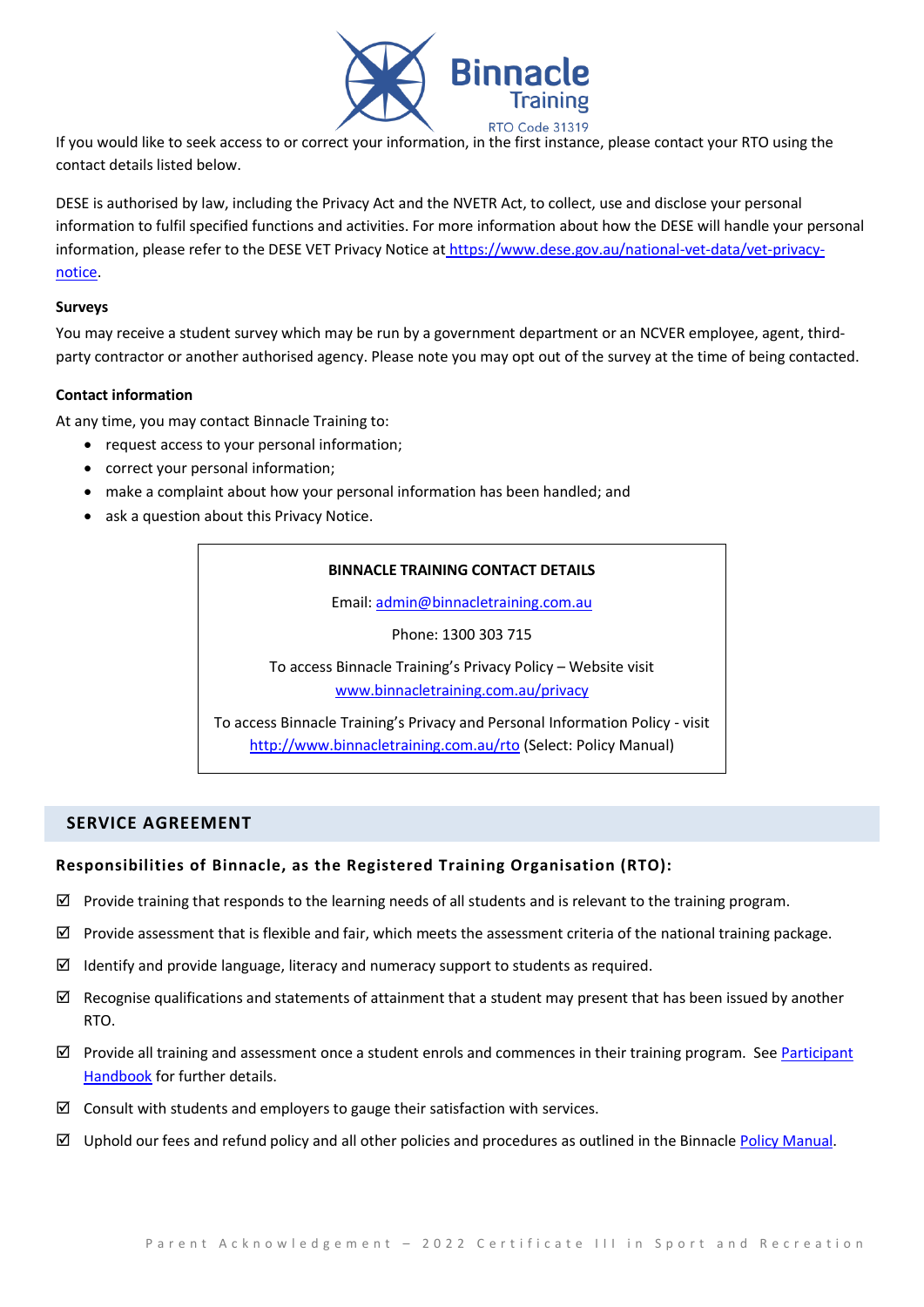If you would like to seek access to or correct your information, in the first instance, please contact your RTO using the contact details listed below.

DESE is authorised by law, including the Privacy Act and the NVETR Act, to collect, use and disclose your personal information to fulfil specified functions and activities. For more information about how the DESE will handle your personal information, please refer to the DESE VET Privacy Notice at https://www.dese.gov.au/national-vet-data/vet-privacy-notice.

**Surveys**

You may receive a student survey which may be run by a government department or an NCVER employee, agent, third-party contractor or another authorised agency. Please note you may opt out of the survey at the time of being contacted.

**Contact information**

At any time, you may contact Binnacle Training to:

- request access to your personal information;
- correct your personal information;
- make a complaint about how your personal information has been handled; and
- ask a question about this Privacy Notice.

**BINNACLE TRAINING CONTACT DETAILS**

Email: admin@binnacletraining.com.au

Phone: 1300 303 715

To access Binnacle Training's Privacy Policy – Website visit www.binnacletraining.com.au/privacy

To access Binnacle Training's Privacy and Personal Information Policy - visit http://www.binnacletraining.com.au/rto (Select: Policy Manual)

## SERVICE AGREEMENT

### Responsibilities of Binnacle, as the Registered Training Organisation (RTO):

- ☑ Provide training that responds to the learning needs of all students and is relevant to the training program.
- ☑ Provide assessment that is flexible and fair, which meets the assessment criteria of the national training package.
- ☑ Identify and provide language, literacy and numeracy support to students as required.
- ☑ Recognise qualifications and statements of attainment that a student may present that has been issued by another RTO.
- ☑ Provide all training and assessment once a student enrols and commences in their training program. See Participant Handbook for further details.
- ☑ Consult with students and employers to gauge their satisfaction with services.
- ☑ Uphold our fees and refund policy and all other policies and procedures as outlined in the Binnacle Policy Manual.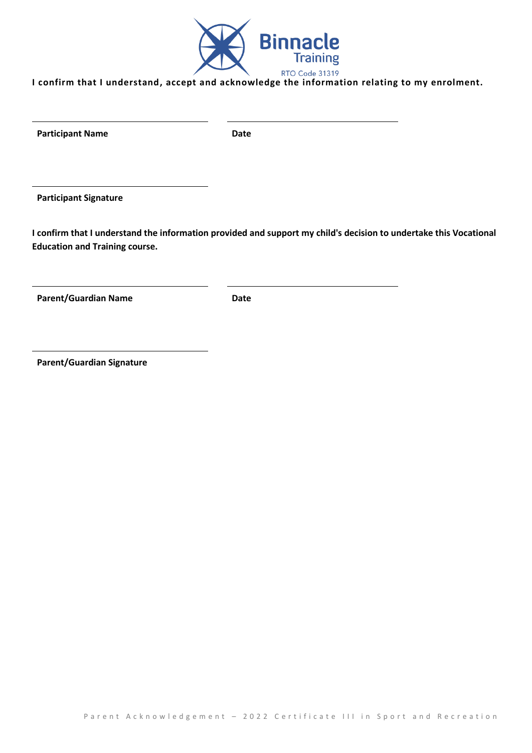Binnacle Training

RTO Code 31319

**I confirm that I understand, accept and acknowledge the information relating to my enrolment.**

_______________________ _______________________

**Participant Name** **Date**

_______________________

**Participant Signature**

**I confirm that I understand the information provided and support my child's decision to undertake this Vocational Education and Training course.**

_______________________ _______________________

**Parent/Guardian Name** **Date**

_______________________

**Parent/Guardian Signature**